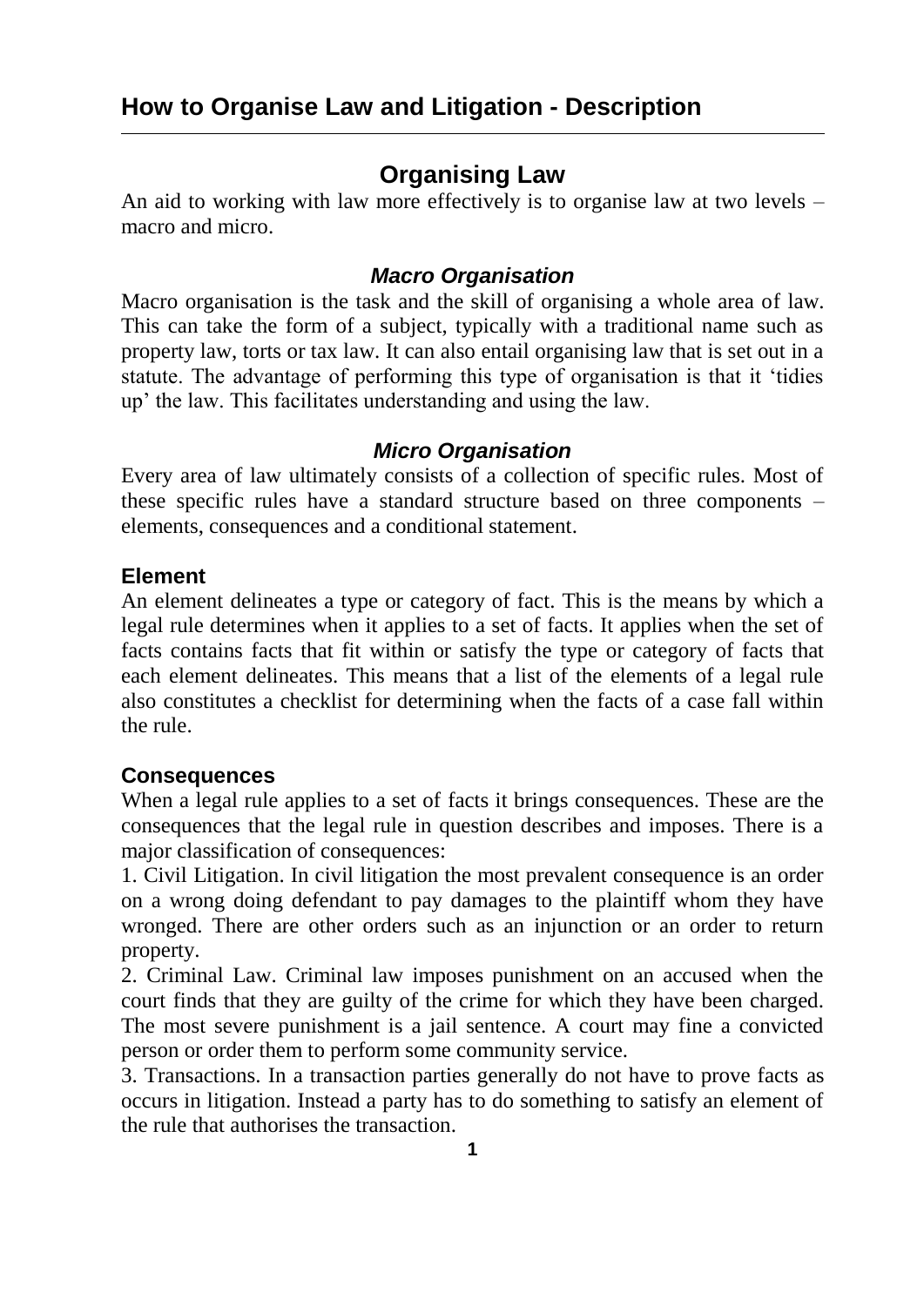# How to Organise Law and Litigation - Description

## Organising Law

An aid to working with law more effectively is to organise law at two levels – macro and micro.

### *Macro Organisation*

Macro organisation is the task and the skill of organising a whole area of law. This can take the form of a subject, typically with a traditional name such as property law, torts or tax law. It can also entail organising law that is set out in a statute. The advantage of performing this type of organisation is that it 'tidies up' the law. This facilitates understanding and using the law.

### *Micro Organisation*

Every area of law ultimately consists of a collection of specific rules. Most of these specific rules have a standard structure based on three components – elements, consequences and a conditional statement.

#### Element

An element delineates a type or category of fact. This is the means by which a legal rule determines when it applies to a set of facts. It applies when the set of facts contains facts that fit within or satisfy the type or category of facts that each element delineates. This means that a list of the elements of a legal rule also constitutes a checklist for determining when the facts of a case fall within the rule.

#### Consequences

When a legal rule applies to a set of facts it brings consequences. These are the consequences that the legal rule in question describes and imposes. There is a major classification of consequences:

1. Civil Litigation. In civil litigation the most prevalent consequence is an order on a wrong doing defendant to pay damages to the plaintiff whom they have wronged. There are other orders such as an injunction or an order to return property.
2. Criminal Law. Criminal law imposes punishment on an accused when the court finds that they are guilty of the crime for which they have been charged. The most severe punishment is a jail sentence. A court may fine a convicted person or order them to perform some community service.
3. Transactions. In a transaction parties generally do not have to prove facts as occurs in litigation. Instead a party has to do something to satisfy an element of the rule that authorises the transaction.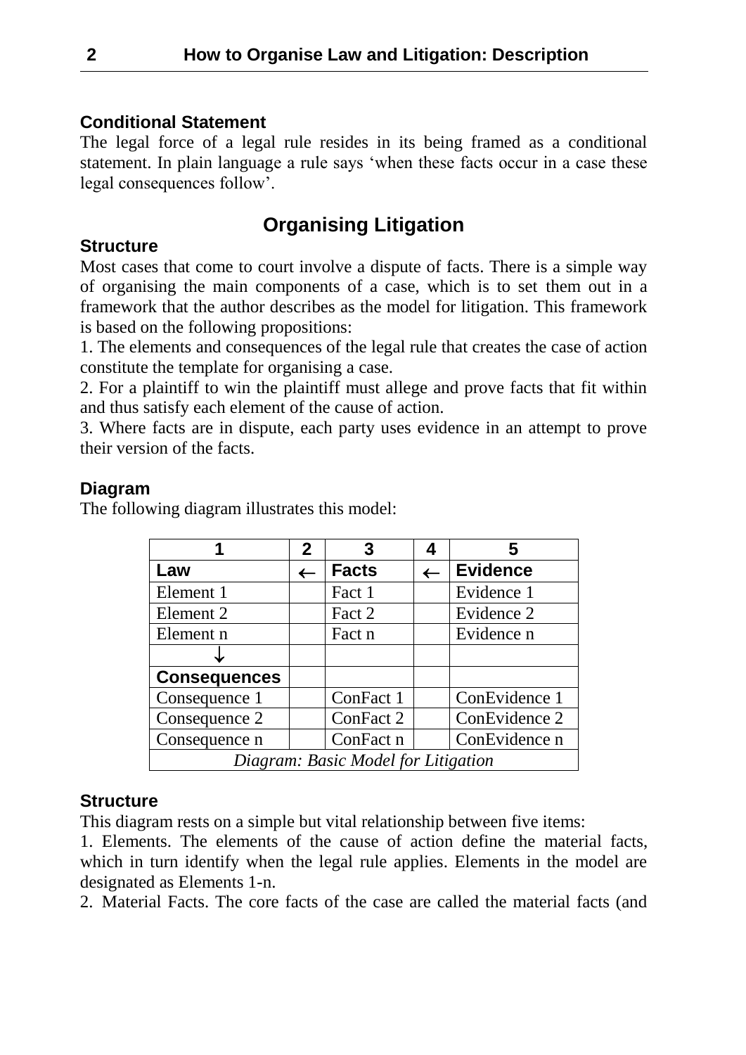### Conditional Statement

The legal force of a legal rule resides in its being framed as a conditional statement. In plain language a rule says 'when these facts occur in a case these legal consequences follow'.

## Organising Litigation

### Structure

Most cases that come to court involve a dispute of facts. There is a simple way of organising the main components of a case, which is to set them out in a framework that the author describes as the model for litigation. This framework is based on the following propositions:

1. The elements and consequences of the legal rule that creates the case of action constitute the template for organising a case.
2. For a plaintiff to win the plaintiff must allege and prove facts that fit within and thus satisfy each element of the cause of action.
3. Where facts are in dispute, each party uses evidence in an attempt to prove their version of the facts.

### Diagram

The following diagram illustrates this model:

| 1 | 2 | 3 | 4 | 5 |
|---|---|---|---|---|
| **Law** | ← | **Facts** | ← | **Evidence** |
| Element 1 | | Fact 1 | | Evidence 1 |
| Element 2 | | Fact 2 | | Evidence 2 |
| Element n | | Fact n | | Evidence n |
| ↓ | | | | |
| **Consequences** | | | | |
| Consequence 1 | | ConFact 1 | | ConEvidence 1 |
| Consequence 2 | | ConFact 2 | | ConEvidence 2 |
| Consequence n | | ConFact n | | ConEvidence n |

*Diagram: Basic Model for Litigation*

### Structure

This diagram rests on a simple but vital relationship between five items:

1. Elements. The elements of the cause of action define the material facts, which in turn identify when the legal rule applies. Elements in the model are designated as Elements 1-n.
2. Material Facts. The core facts of the case are called the material facts (and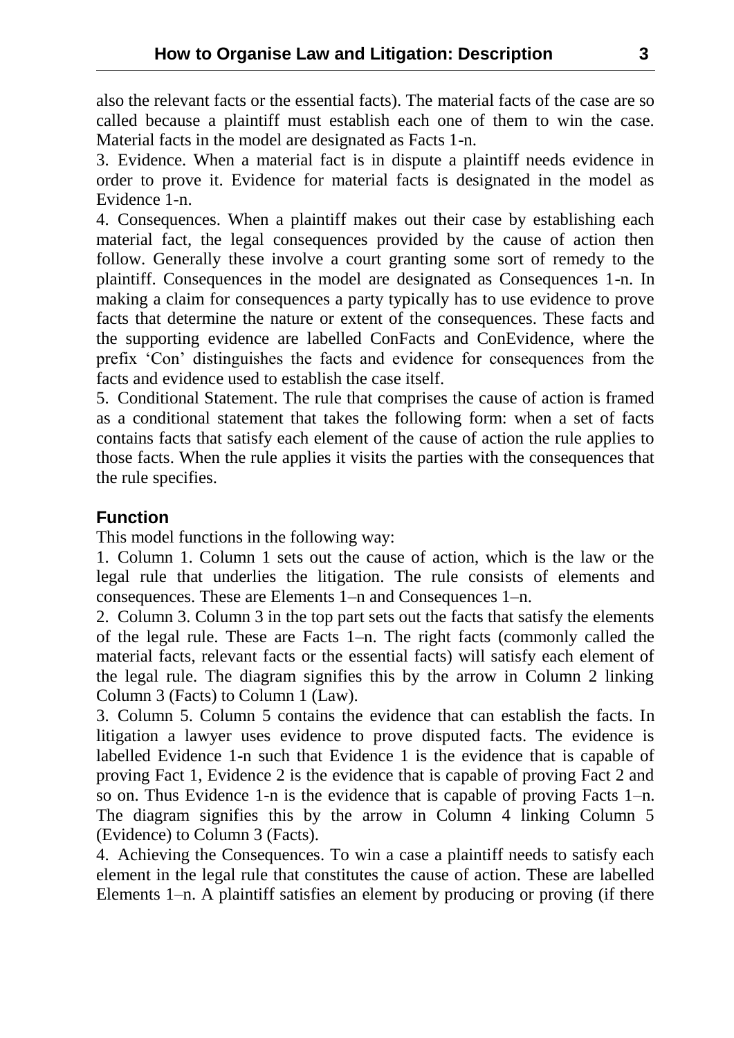also the relevant facts or the essential facts). The material facts of the case are so called because a plaintiff must establish each one of them to win the case. Material facts in the model are designated as Facts 1-n.

3. Evidence. When a material fact is in dispute a plaintiff needs evidence in order to prove it. Evidence for material facts is designated in the model as Evidence 1-n.

4. Consequences. When a plaintiff makes out their case by establishing each material fact, the legal consequences provided by the cause of action then follow. Generally these involve a court granting some sort of remedy to the plaintiff. Consequences in the model are designated as Consequences 1-n. In making a claim for consequences a party typically has to use evidence to prove facts that determine the nature or extent of the consequences. These facts and the supporting evidence are labelled ConFacts and ConEvidence, where the prefix 'Con' distinguishes the facts and evidence for consequences from the facts and evidence used to establish the case itself.

5. Conditional Statement. The rule that comprises the cause of action is framed as a conditional statement that takes the following form: when a set of facts contains facts that satisfy each element of the cause of action the rule applies to those facts. When the rule applies it visits the parties with the consequences that the rule specifies.

### Function

This model functions in the following way:

1. Column 1. Column 1 sets out the cause of action, which is the law or the legal rule that underlies the litigation. The rule consists of elements and consequences. These are Elements 1–n and Consequences 1–n.

2. Column 3. Column 3 in the top part sets out the facts that satisfy the elements of the legal rule. These are Facts 1–n. The right facts (commonly called the material facts, relevant facts or the essential facts) will satisfy each element of the legal rule. The diagram signifies this by the arrow in Column 2 linking Column 3 (Facts) to Column 1 (Law).

3. Column 5. Column 5 contains the evidence that can establish the facts. In litigation a lawyer uses evidence to prove disputed facts. The evidence is labelled Evidence 1-n such that Evidence 1 is the evidence that is capable of proving Fact 1, Evidence 2 is the evidence that is capable of proving Fact 2 and so on. Thus Evidence 1-n is the evidence that is capable of proving Facts 1–n. The diagram signifies this by the arrow in Column 4 linking Column 5 (Evidence) to Column 3 (Facts).

4. Achieving the Consequences. To win a case a plaintiff needs to satisfy each element in the legal rule that constitutes the cause of action. These are labelled Elements 1–n. A plaintiff satisfies an element by producing or proving (if there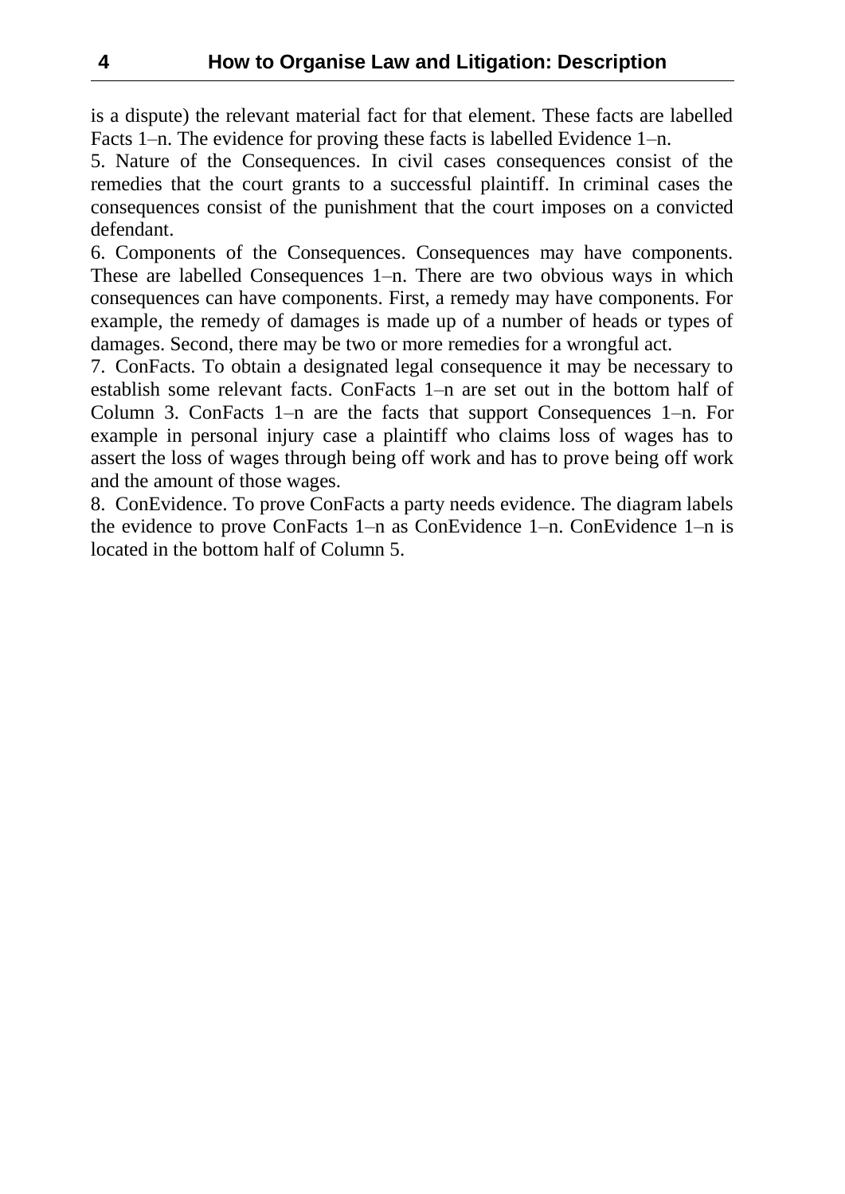is a dispute) the relevant material fact for that element. These facts are labelled Facts 1–n. The evidence for proving these facts is labelled Evidence 1–n.

5. Nature of the Consequences. In civil cases consequences consist of the remedies that the court grants to a successful plaintiff. In criminal cases the consequences consist of the punishment that the court imposes on a convicted defendant.

6. Components of the Consequences. Consequences may have components. These are labelled Consequences 1–n. There are two obvious ways in which consequences can have components. First, a remedy may have components. For example, the remedy of damages is made up of a number of heads or types of damages. Second, there may be two or more remedies for a wrongful act.

7. ConFacts. To obtain a designated legal consequence it may be necessary to establish some relevant facts. ConFacts 1–n are set out in the bottom half of Column 3. ConFacts 1–n are the facts that support Consequences 1–n. For example in personal injury case a plaintiff who claims loss of wages has to assert the loss of wages through being off work and has to prove being off work and the amount of those wages.

8. ConEvidence. To prove ConFacts a party needs evidence. The diagram labels the evidence to prove ConFacts 1–n as ConEvidence 1–n. ConEvidence 1–n is located in the bottom half of Column 5.